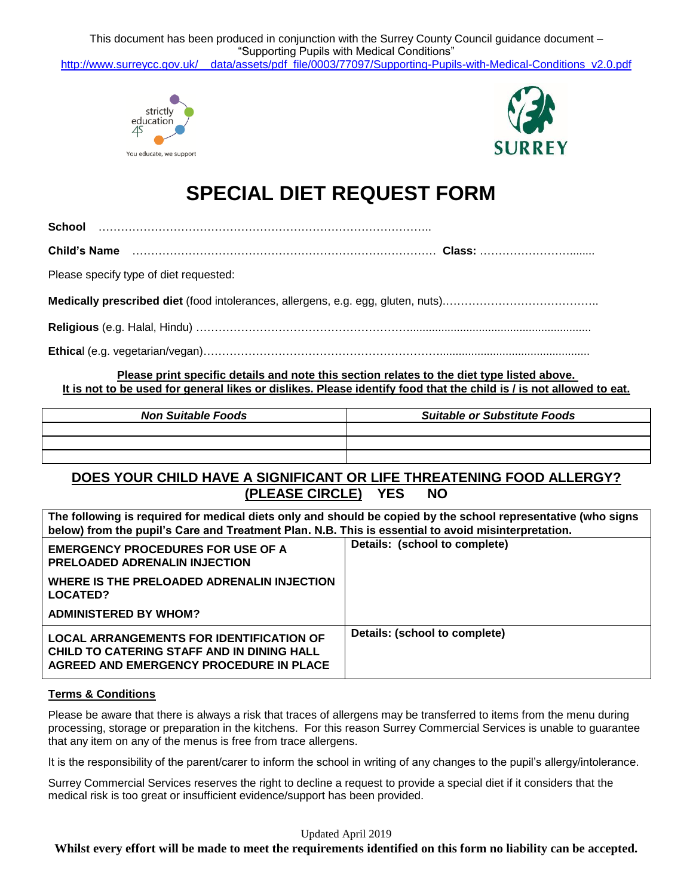This document has been produced in conjunction with the Surrey County Council guidance document – "Supporting Pupils with Medical Conditions"
http://www.surreycc.gov.uk/__data/assets/pdf_file/0003/77097/Supporting-Pupils-with-Medical-Conditions_v2.0.pdf

strictly education 4S
You educate, we support

SURREY

# SPECIAL DIET REQUEST FORM

**School** …………………………………………………………………………..

**Child's Name** ……………………………………………………………………… **Class:** ……………………........

Please specify type of diet requested:

**Medically prescribed diet** (food intolerances, allergens, e.g. egg, gluten, nuts).…………………………………..

**Religious** (e.g. Halal, Hindu) ………………………………………………….........................................................

**Ethical** (e.g. vegetarian/vegan)……………………………………………………................................................

**Please print specific details and note this section relates to the diet type listed above.**
**It is not to be used for general likes or dislikes. Please identify food that the child is / is not allowed to eat.**

| *Non Suitable Foods* | *Suitable or Substitute Foods* |
|---|---|
| | |
| | |
| | |

## DOES YOUR CHILD HAVE A SIGNIFICANT OR LIFE THREATENING FOOD ALLERGY? (PLEASE CIRCLE) YES NO

| The following is required for medical diets only and should be copied by the school representative (who signs below) from the pupil's Care and Treatment Plan. N.B. This is essential to avoid misinterpretation. | |
|---|---|
| **EMERGENCY PROCEDURES FOR USE OF A PRELOADED ADRENALIN INJECTION**<br>**WHERE IS THE PRELOADED ADRENALIN INJECTION LOCATED?**<br>**ADMINISTERED BY WHOM?** | **Details: (school to complete)** |
| **LOCAL ARRANGEMENTS FOR IDENTIFICATION OF CHILD TO CATERING STAFF AND IN DINING HALL AGREED AND EMERGENCY PROCEDURE IN PLACE** | **Details: (school to complete)** |

**Terms & Conditions**

Please be aware that there is always a risk that traces of allergens may be transferred to items from the menu during processing, storage or preparation in the kitchens. For this reason Surrey Commercial Services is unable to guarantee that any item on any of the menus is free from trace allergens.

It is the responsibility of the parent/carer to inform the school in writing of any changes to the pupil's allergy/intolerance.

Surrey Commercial Services reserves the right to decline a request to provide a special diet if it considers that the medical risk is too great or insufficient evidence/support has been provided.

Updated April 2019

**Whilst every effort will be made to meet the requirements identified on this form no liability can be accepted.**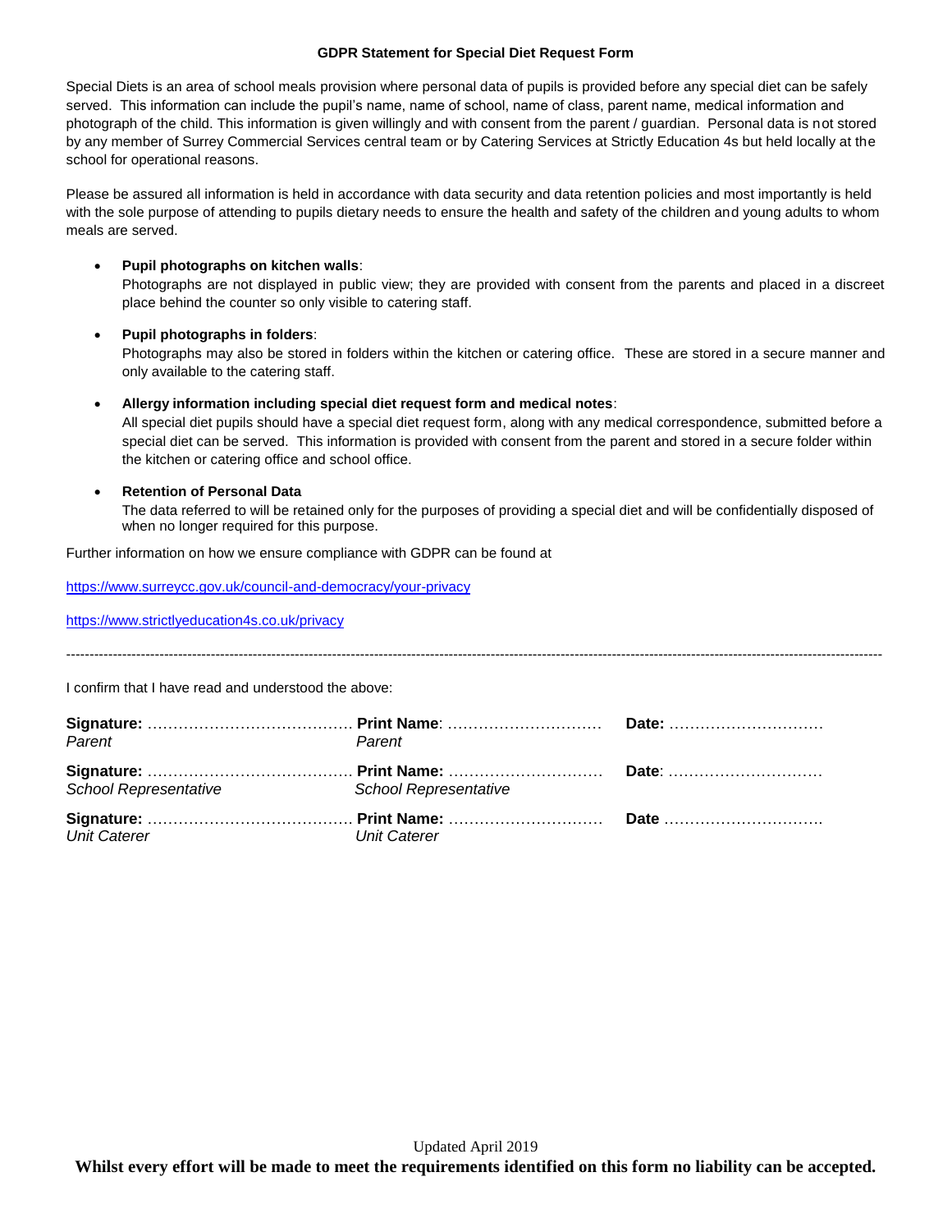**GDPR Statement for Special Diet Request Form**

Special Diets is an area of school meals provision where personal data of pupils is provided before any special diet can be safely served. This information can include the pupil's name, name of school, name of class, parent name, medical information and photograph of the child. This information is given willingly and with consent from the parent / guardian. Personal data is not stored by any member of Surrey Commercial Services central team or by Catering Services at Strictly Education 4s but held locally at the school for operational reasons.

Please be assured all information is held in accordance with data security and data retention policies and most importantly is held with the sole purpose of attending to pupils dietary needs to ensure the health and safety of the children and young adults to whom meals are served.

- **Pupil photographs on kitchen walls**:
  Photographs are not displayed in public view; they are provided with consent from the parents and placed in a discreet place behind the counter so only visible to catering staff.

- **Pupil photographs in folders**:
  Photographs may also be stored in folders within the kitchen or catering office. These are stored in a secure manner and only available to the catering staff.

- **Allergy information including special diet request form and medical notes**:
  All special diet pupils should have a special diet request form, along with any medical correspondence, submitted before a special diet can be served. This information is provided with consent from the parent and stored in a secure folder within the kitchen or catering office and school office.

- **Retention of Personal Data**
  The data referred to will be retained only for the purposes of providing a special diet and will be confidentially disposed of when no longer required for this purpose.

Further information on how we ensure compliance with GDPR can be found at

https://www.surreycc.gov.uk/council-and-democracy/your-privacy

https://www.strictlyeducation4s.co.uk/privacy

---

I confirm that I have read and understood the above:

**Signature:** …………………………………… **Print Name**: ………………………… **Date:** …………………………
*Parent* *Parent*

**Signature:** …………………………………… **Print Name:** ………………………… **Date**: …………………………
*School Representative* *School Representative*

**Signature:** …………………………………… **Print Name:** ………………………… **Date** ………………………….
*Unit Caterer* *Unit Caterer*

Updated April 2019

**Whilst every effort will be made to meet the requirements identified on this form no liability can be accepted.**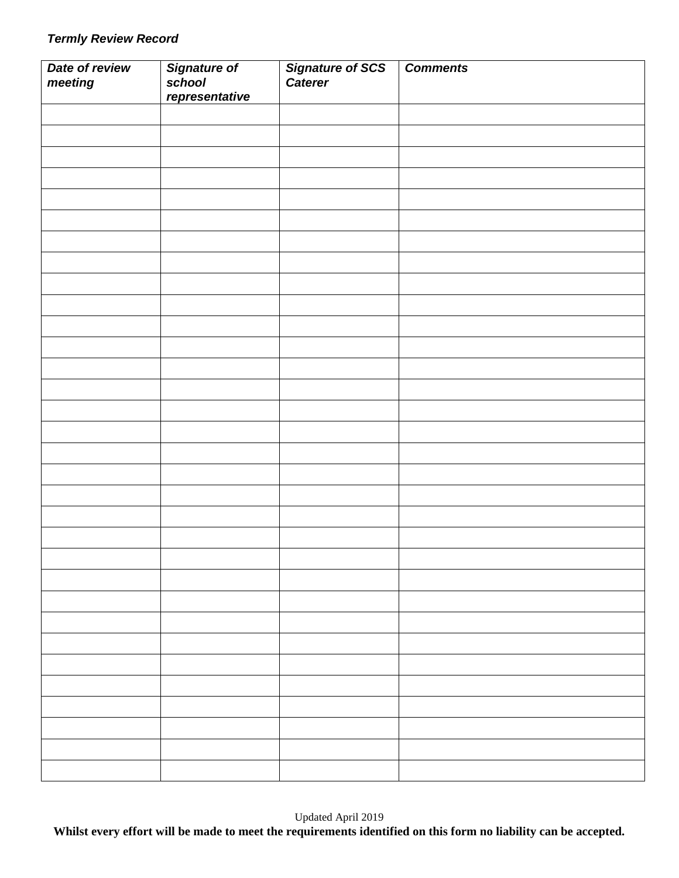***Termly Review Record***

| ***Date of review meeting*** | ***Signature of school representative*** | ***Signature of SCS Caterer*** | ***Comments*** |
|---|---|---|---|
| | | | |
| | | | |
| | | | |
| | | | |
| | | | |
| | | | |
| | | | |
| | | | |
| | | | |
| | | | |
| | | | |
| | | | |
| | | | |
| | | | |
| | | | |
| | | | |
| | | | |
| | | | |
| | | | |
| | | | |
| | | | |
| | | | |
| | | | |
| | | | |
| | | | |
| | | | |
| | | | |
| | | | |
| | | | |
| | | | |
| | | | |
| | | | |

Updated April 2019

**Whilst every effort will be made to meet the requirements identified on this form no liability can be accepted.**